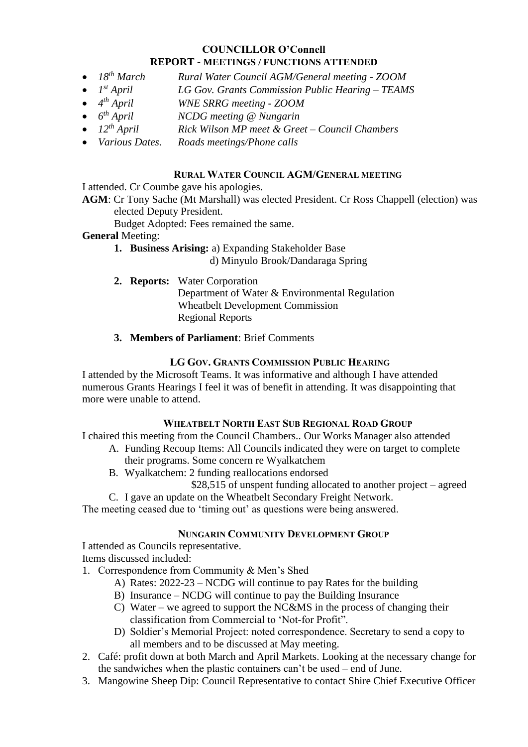## COUNCILLOR O'Connell
## REPORT - MEETINGS / FUNCTIONS ATTENDED

- *18th March* *Rural Water Council AGM/General meeting - ZOOM*
- *1st April* *LG Gov. Grants Commission Public Hearing – TEAMS*
- *4th April* *WNE SRRG meeting - ZOOM*
- *6th April* *NCDG meeting @ Nungarin*
- *12th April* *Rick Wilson MP meet & Greet – Council Chambers*
- *Various Dates.* *Roads meetings/Phone calls*

### RURAL WATER COUNCIL AGM/GENERAL MEETING

I attended. Cr Coumbe gave his apologies.

**AGM**: Cr Tony Sache (Mt Marshall) was elected President. Cr Ross Chappell (election) was elected Deputy President.
Budget Adopted: Fees remained the same.

**General** Meeting:

1. **Business Arising:** a) Expanding Stakeholder Base
   d) Minyulo Brook/Dandaraga Spring
2. **Reports:** Water Corporation
   Department of Water & Environmental Regulation
   Wheatbelt Development Commission
   Regional Reports
3. **Members of Parliament**: Brief Comments

### LG GOV. GRANTS COMMISSION PUBLIC HEARING

I attended by the Microsoft Teams. It was informative and although I have attended numerous Grants Hearings I feel it was of benefit in attending. It was disappointing that more were unable to attend.

### WHEATBELT NORTH EAST SUB REGIONAL ROAD GROUP

I chaired this meeting from the Council Chambers.. Our Works Manager also attended

A. Funding Recoup Items: All Councils indicated they were on target to complete their programs. Some concern re Wyalkatchem
B. Wyalkatchem: 2 funding reallocations endorsed
   $28,515 of unspent funding allocated to another project – agreed
C. I gave an update on the Wheatbelt Secondary Freight Network.

The meeting ceased due to 'timing out' as questions were being answered.

### NUNGARIN COMMUNITY DEVELOPMENT GROUP

I attended as Councils representative.
Items discussed included:

1. Correspondence from Community & Men's Shed
   A) Rates: 2022-23 – NCDG will continue to pay Rates for the building
   B) Insurance – NCDG will continue to pay the Building Insurance
   C) Water – we agreed to support the NC&MS in the process of changing their classification from Commercial to 'Not-for Profit".
   D) Soldier's Memorial Project: noted correspondence. Secretary to send a copy to all members and to be discussed at May meeting.
2. Café: profit down at both March and April Markets. Looking at the necessary change for the sandwiches when the plastic containers can't be used – end of June.
3. Mangowine Sheep Dip: Council Representative to contact Shire Chief Executive Officer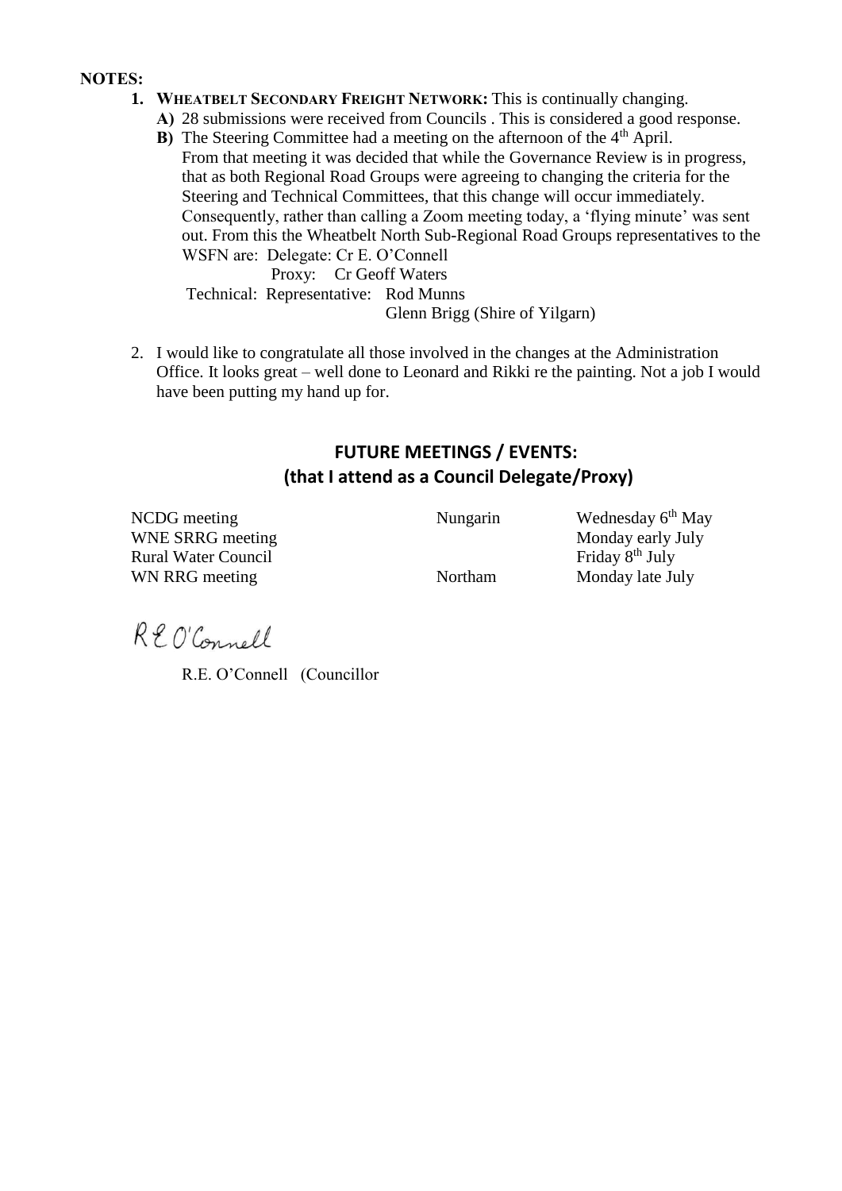**NOTES:**

1. **WHEATBELT SECONDARY FREIGHT NETWORK:** This is continually changing.
   - **A)** 28 submissions were received from Councils . This is considered a good response.
   - **B)** The Steering Committee had a meeting on the afternoon of the 4th April.
     From that meeting it was decided that while the Governance Review is in progress, that as both Regional Road Groups were agreeing to changing the criteria for the Steering and Technical Committees, that this change will occur immediately.
     Consequently, rather than calling a Zoom meeting today, a 'flying minute' was sent out. From this the Wheatbelt North Sub-Regional Road Groups representatives to the WSFN are: Delegate: Cr E. O'Connell
     Proxy: Cr Geoff Waters
     Technical: Representative: Rod Munns
     Glenn Brigg (Shire of Yilgarn)

2. I would like to congratulate all those involved in the changes at the Administration Office. It looks great – well done to Leonard and Rikki re the painting. Not a job I would have been putting my hand up for.

## FUTURE MEETINGS / EVENTS:
## (that I attend as a Council Delegate/Proxy)

| | | |
|---|---|---|
| NCDG meeting | Nungarin | Wednesday 6th May |
| WNE SRRG meeting | | Monday early July |
| Rural Water Council | | Friday 8th July |
| WN RRG meeting | Northam | Monday late July |

R E O'Connell

R.E. O'Connell (Councillor